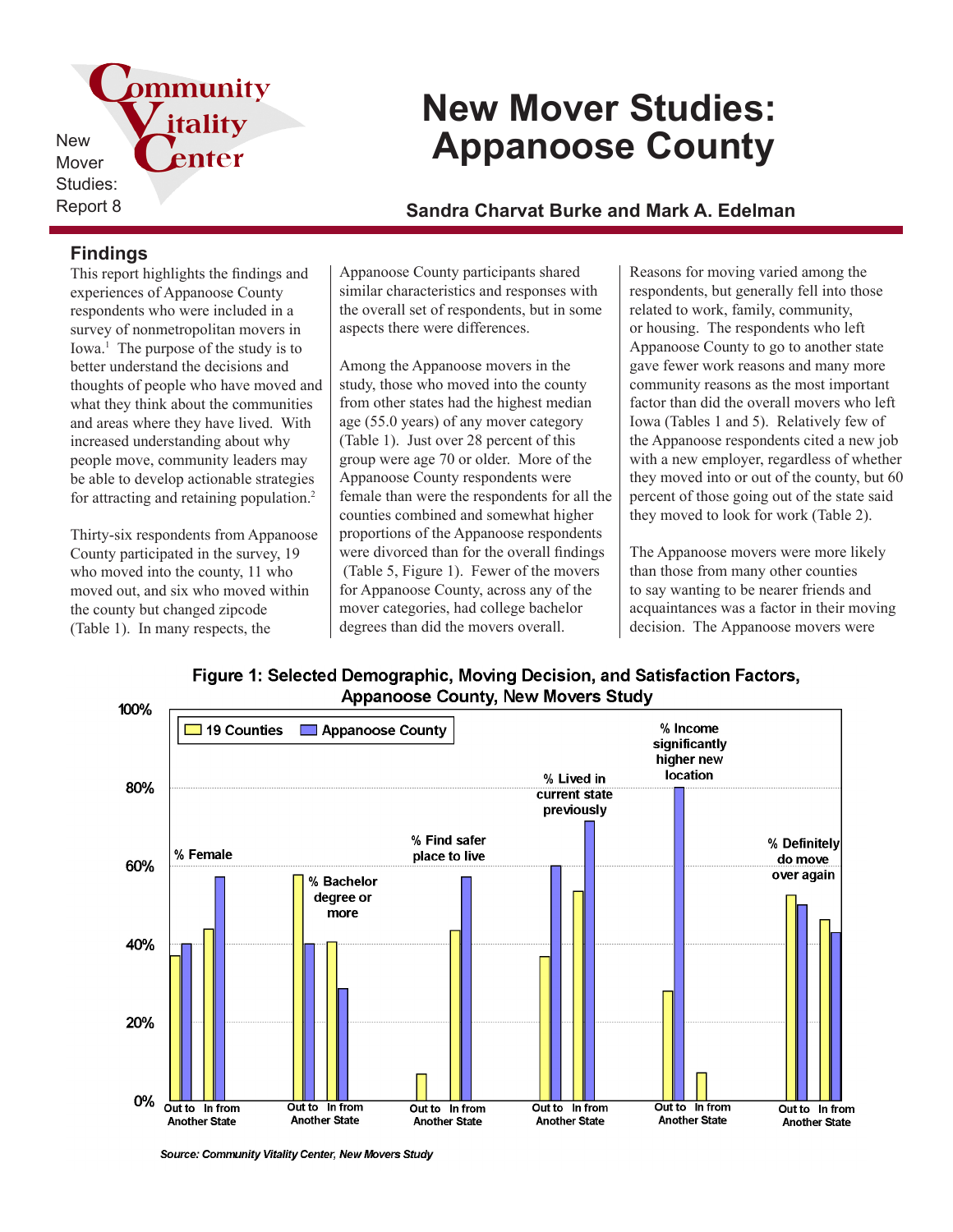New Mover Studies: Report 8

Community Vitality Center

# New Mover Studies: Appanoose County

### Sandra Charvat Burke and Mark A. Edelman

## Findings

This report highlights the findings and experiences of Appanoose County respondents who were included in a survey of nonmetropolitan movers in Iowa.[1] The purpose of the study is to better understand the decisions and thoughts of people who have moved and what they think about the communities and areas where they have lived. With increased understanding about why people move, community leaders may be able to develop actionable strategies for attracting and retaining population.[2]

Thirty-six respondents from Appanoose County participated in the survey, 19 who moved into the county, 11 who moved out, and six who moved within the county but changed zipcode (Table 1). In many respects, the Appanoose County participants shared similar characteristics and responses with the overall set of respondents, but in some aspects there were differences.

Among the Appanoose movers in the study, those who moved into the county from other states had the highest median age (55.0 years) of any mover category (Table 1). Just over 28 percent of this group were age 70 or older. More of the Appanoose County respondents were female than were the respondents for all the counties combined and somewhat higher proportions of the Appanoose respondents were divorced than for the overall findings (Table 5, Figure 1). Fewer of the movers for Appanoose County, across any of the mover categories, had college bachelor degrees than did the movers overall.

Reasons for moving varied among the respondents, but generally fell into those related to work, family, community, or housing. The respondents who left Appanoose County to go to another state gave fewer work reasons and many more community reasons as the most important factor than did the overall movers who left Iowa (Tables 1 and 5). Relatively few of the Appanoose respondents cited a new job with a new employer, regardless of whether they moved into or out of the county, but 60 percent of those going out of the state said they moved to look for work (Table 2).

The Appanoose movers were more likely than those from many other counties to say wanting to be nearer friends and acquaintances was a factor in their moving decision. The Appanoose movers were

**Figure 1: Selected Demographic, Moving Decision, and Satisfaction Factors, Appanoose County, New Movers Study**

19 Counties
Appanoose County

100%
80%
60%
40%
20%
0%

% Female
% Bachelor degree or more
% Find safer place to live
% Lived in current state previously
% Income significantly higher new location
% Definitely do move over again

Out to Another State
In from Another State

*Source: Community Vitality Center, New Movers Study*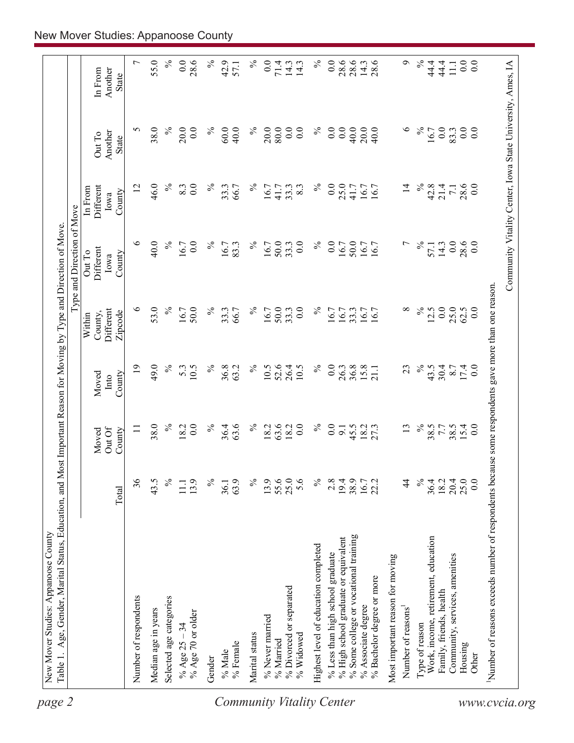New Mover Studies: Appanoose County

Table 1. Age, Gender, Marital Status, Education, and Most Important Reason for Moving by Type and Direction of Move.

| | | Type and Direction of Move | | | | | | |
|---|---|---|---|---|---|---|---|---|
| | Total | Moved Out Of County | Moved Into County | Within County, Different Zipcode | Out To Different Iowa County | In From Different Iowa County | Out To Another State | In From Another State |
| Number of respondents | 36 | 11 | 19 | 6 | 6 | 12 | 5 | 7 |
| Median age in years | 43.5 | 38.0 | 49.0 | 53.0 | 40.0 | 46.0 | 38.0 | 55.0 |
| Selected age categories | % | % | % | % | % | % | % | % |
| % Age 25 – 34 | 11.1 | 18.2 | 5.3 | 16.7 | 16.7 | 8.3 | 20.0 | 0.0 |
| % Age 70 or older | 13.9 | 0.0 | 10.5 | 50.0 | 0.0 | 0.0 | 0.0 | 28.6 |
| Gender | % | % | % | % | % | % | % | % |
| % Male | 36.1 | 36.4 | 36.8 | 33.3 | 16.7 | 33.3 | 60.0 | 42.9 |
| % Female | 63.9 | 63.6 | 63.2 | 66.7 | 83.3 | 66.7 | 40.0 | 57.1 |
| Marital status | % | % | % | % | % | % | % | % |
| % Never married | 13.9 | 18.2 | 10.5 | 16.7 | 16.7 | 16.7 | 20.0 | 0.0 |
| % Married | 55.6 | 63.6 | 52.6 | 50.0 | 50.0 | 41.7 | 80.0 | 71.4 |
| % Divorced or separated | 25.0 | 18.2 | 26.4 | 33.3 | 33.3 | 33.3 | 0.0 | 14.3 |
| % Widowed | 5.6 | 0.0 | 10.5 | 0.0 | 0.0 | 8.3 | 0.0 | 14.3 |
| Highest level of education completed | % | % | % | % | % | % | % | % |
| % Less than high school graduate | 2.8 | 0.0 | 0.0 | 16.7 | 0.0 | 0.0 | 0.0 | 0.0 |
| % High school graduate or equivalent | 19.4 | 9.1 | 26.3 | 16.7 | 16.7 | 25.0 | 0.0 | 28.6 |
| % Some college or vocational training | 38.9 | 45.5 | 36.8 | 33.3 | 50.0 | 41.7 | 40.0 | 28.6 |
| % Associate degree | 16.7 | 18.2 | 15.8 | 16.7 | 16.7 | 16.7 | 20.0 | 14.3 |
| % Bachelor degree or more | 22.2 | 27.3 | 21.1 | 16.7 | 16.7 | 16.7 | 40.0 | 28.6 |
| Most important reason for moving | | | | | | | | |
| Number of reasons[1] | 44 | 13 | 23 | 8 | 7 | 14 | 6 | 9 |
| Type of reason | % | % | % | % | % | % | % | % |
| Work, income, retirement, education | 36.4 | 38.5 | 43.5 | 12.5 | 57.1 | 42.8 | 16.7 | 44.4 |
| Family, friends, health | 18.2 | 7.7 | 30.4 | 0.0 | 14.3 | 21.4 | 0.0 | 44.4 |
| Community, services, amenities | 20.4 | 38.5 | 8.7 | 25.0 | 0.0 | 7.1 | 83.3 | 11.1 |
| Housing | 25.0 | 15.4 | 17.4 | 62.5 | 28.6 | 28.6 | 0.0 | 0.0 |
| Other | 0.0 | 0.0 | 0.0 | 0.0 | 0.0 | 0.0 | 0.0 | 0.0 |

[1]Number of reasons exceeds number of respondents because some respondents gave more than one reason.

Community Vitality Center, Iowa State University, Ames, IA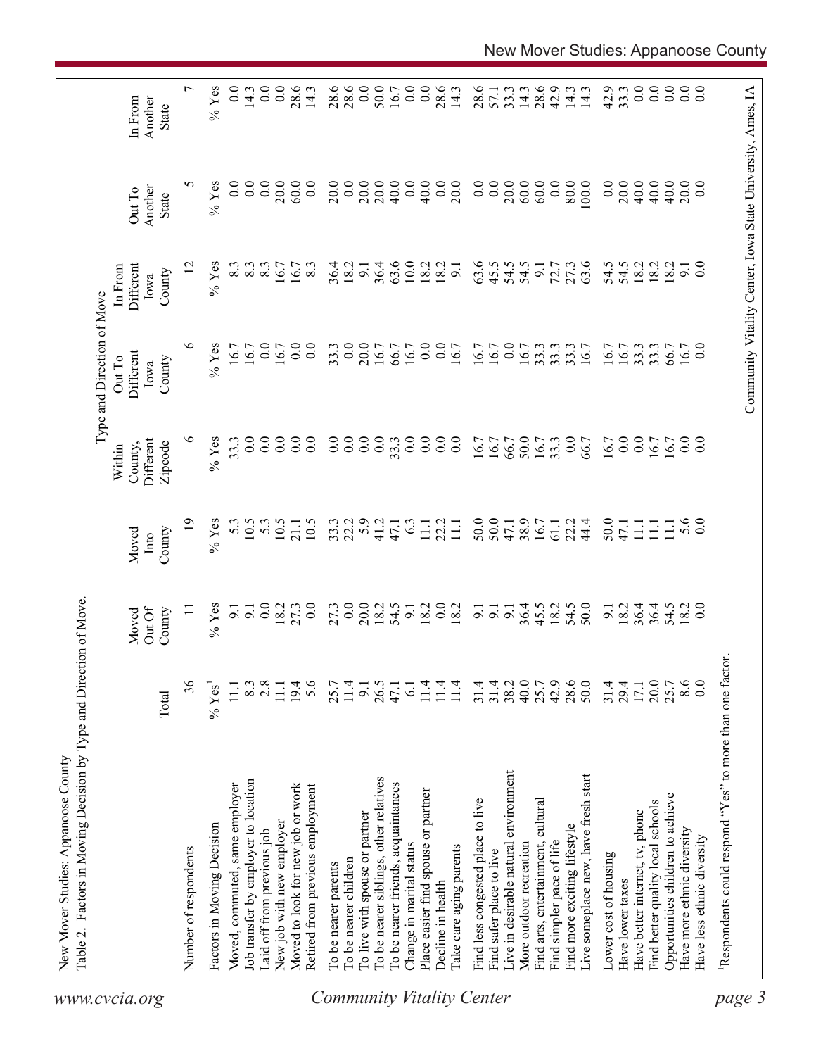New Mover Studies: Appanoose County

Table 2. Factors in Moving Decision by Type and Direction of Move.

| | Total | Moved Out Of County | Moved Into County | Type and Direction of Move: Within County, Different Zipcode | Out To Different Iowa County | In From Different Iowa County | Out To Another State | In From Another State |
|---|---|---|---|---|---|---|---|---|
| Number of respondents | 36 | 11 | 19 | 6 | 6 | 12 | 5 | 7 |
| Factors in Moving Decision | % Yes[1] | % Yes | % Yes | % Yes | % Yes | % Yes | % Yes | % Yes |
| Moved, commuted, same employer | 11.1 | 9.1 | 5.3 | 33.3 | 16.7 | 8.3 | 0.0 | 0.0 |
| Job transfer by employer to location | 8.3 | 9.1 | 10.5 | 0.0 | 16.7 | 8.3 | 0.0 | 14.3 |
| Laid off from previous job | 2.8 | 0.0 | 5.3 | 0.0 | 0.0 | 8.3 | 0.0 | 0.0 |
| New job with new employer | 11.1 | 18.2 | 10.5 | 0.0 | 16.7 | 16.7 | 20.0 | 0.0 |
| Moved to look for new job or work | 19.4 | 27.3 | 21.1 | 0.0 | 0.0 | 16.7 | 60.0 | 28.6 |
| Retired from previous employment | 5.6 | 0.0 | 10.5 | 0.0 | 0.0 | 8.3 | 0.0 | 14.3 |
| To be nearer parents | 25.7 | 27.3 | 33.3 | 0.0 | 33.3 | 36.4 | 20.0 | 28.6 |
| To be nearer children | 11.4 | 0.0 | 22.2 | 0.0 | 0.0 | 18.2 | 0.0 | 28.6 |
| To live with spouse or partner | 9.1 | 20.0 | 5.9 | 0.0 | 20.0 | 9.1 | 20.0 | 0.0 |
| To be nearer siblings, other relatives | 26.5 | 18.2 | 41.2 | 0.0 | 16.7 | 36.4 | 20.0 | 50.0 |
| To be nearer friends, acquaintances | 47.1 | 54.5 | 47.1 | 33.3 | 66.7 | 63.6 | 40.0 | 16.7 |
| Change in marital status | 6.1 | 9.1 | 6.3 | 0.0 | 16.7 | 10.0 | 0.0 | 0.0 |
| Place easier find spouse or partner | 11.4 | 18.2 | 11.1 | 0.0 | 0.0 | 18.2 | 40.0 | 0.0 |
| Decline in health | 11.4 | 0.0 | 22.2 | 0.0 | 0.0 | 18.2 | 0.0 | 28.6 |
| Take care aging parents | 11.4 | 18.2 | 11.1 | 0.0 | 16.7 | 9.1 | 20.0 | 14.3 |
| Find less congested place to live | 31.4 | 9.1 | 50.0 | 16.7 | 16.7 | 63.6 | 0.0 | 28.6 |
| Find safer place to live | 31.4 | 9.1 | 50.0 | 16.7 | 16.7 | 45.5 | 0.0 | 57.1 |
| Live in desirable natural environment | 38.2 | 9.1 | 47.1 | 66.7 | 0.0 | 54.5 | 20.0 | 33.3 |
| More outdoor recreation | 40.0 | 36.4 | 38.9 | 50.0 | 16.7 | 54.5 | 60.0 | 14.3 |
| Find arts, entertainment, cultural | 25.7 | 45.5 | 16.7 | 16.7 | 33.3 | 9.1 | 60.0 | 28.6 |
| Find simpler pace of life | 42.9 | 18.2 | 61.1 | 33.3 | 33.3 | 72.7 | 0.0 | 42.9 |
| Find more exciting lifestyle | 28.6 | 54.5 | 22.2 | 0.0 | 33.3 | 27.3 | 80.0 | 14.3 |
| Live someplace new, have fresh start | 50.0 | 50.0 | 44.4 | 66.7 | 16.7 | 63.6 | 100.0 | 14.3 |
| Lower cost of housing | 31.4 | 9.1 | 50.0 | 16.7 | 16.7 | 54.5 | 0.0 | 42.9 |
| Have lower taxes | 29.4 | 18.2 | 47.1 | 0.0 | 16.7 | 54.5 | 20.0 | 33.3 |
| Have better internet, tv, phone | 17.1 | 36.4 | 11.1 | 0.0 | 33.3 | 18.2 | 40.0 | 0.0 |
| Find better quality local schools | 20.0 | 36.4 | 11.1 | 16.7 | 33.3 | 18.2 | 40.0 | 0.0 |
| Opportunities children to achieve | 25.7 | 54.5 | 11.1 | 16.7 | 66.7 | 18.2 | 40.0 | 0.0 |
| Have more ethnic diversity | 8.6 | 18.2 | 5.6 | 0.0 | 16.7 | 9.1 | 20.0 | 0.0 |
| Have less ethnic diversity | 0.0 | 0.0 | 0.0 | 0.0 | 0.0 | 0.0 | 0.0 | 0.0 |

[1]Respondents could respond "Yes" to more than one factor.

Community Vitality Center, Iowa State University, Ames, IA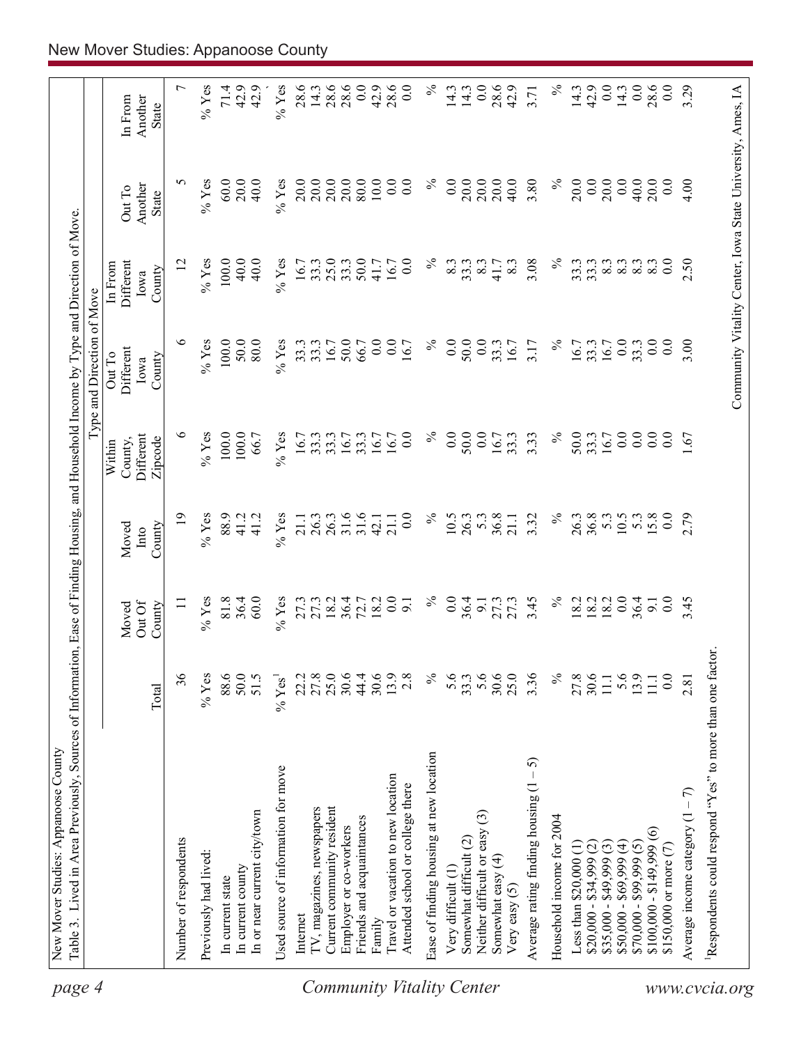New Mover Studies: Appanoose County

Table 3. Lived in Area Previously, Sources of Information, Ease of Finding Housing, and Household Income by Type and Direction of Move.

| | | Type and Direction of Move | | | | | | |
|---|---|---|---|---|---|---|---|---|
| | Total | Moved Out Of County | Moved Into County | Within County, Different Zipcode | Out To Different Iowa County | In From Different Iowa County | Out To Another State | In From Another State |
| Number of respondents | 36 | 11 | 19 | 6 | 6 | 12 | 5 | 7 |
| Previously had lived: | % Yes | % Yes | % Yes | % Yes | % Yes | % Yes | % Yes | % Yes |
| In current state | 88.6 | 81.8 | 88.9 | 100.0 | 100.0 | 100.0 | 60.0 | 71.4 |
| In current county | 50.0 | 36.4 | 41.2 | 100.0 | 50.0 | 40.0 | 20.0 | 42.9 |
| In or near current city/town | 51.5 | 60.0 | 41.2 | 66.7 | 80.0 | 40.0 | 40.0 | 42.9 |
| Used source of information for move | % Yes[1] | % Yes | % Yes | % Yes | % Yes | % Yes | % Yes | % Yes |
| Internet | 22.2 | 27.3 | 21.1 | 16.7 | 33.3 | 16.7 | 20.0 | 28.6 |
| TV, magazines, newspapers | 27.8 | 27.3 | 26.3 | 33.3 | 33.3 | 33.3 | 20.0 | 14.3 |
| Current community resident | 25.0 | 18.2 | 26.3 | 33.3 | 16.7 | 25.0 | 20.0 | 28.6 |
| Employer or co-workers | 30.6 | 36.4 | 31.6 | 16.7 | 50.0 | 33.3 | 20.0 | 28.6 |
| Friends and acquaintances | 44.4 | 72.7 | 31.6 | 33.3 | 66.7 | 50.0 | 80.0 | 0.0 |
| Family | 30.6 | 18.2 | 42.1 | 16.7 | 0.0 | 41.7 | 10.0 | 42.9 |
| Travel or vacation to new location | 13.9 | 0.0 | 21.1 | 16.7 | 0.0 | 16.7 | 0.0 | 28.6 |
| Attended school or college there | 2.8 | 9.1 | 0.0 | 0.0 | 16.7 | 0.0 | 0.0 | 0.0 |
| Ease of finding housing at new location | % | % | % | % | % | % | % | % |
| Very difficult (1) | 5.6 | 0.0 | 10.5 | 0.0 | 0.0 | 8.3 | 0.0 | 14.3 |
| Somewhat difficult (2) | 33.3 | 36.4 | 26.3 | 50.0 | 50.0 | 33.3 | 20.0 | 14.3 |
| Neither difficult or easy (3) | 5.6 | 9.1 | 5.3 | 0.0 | 0.0 | 8.3 | 20.0 | 0.0 |
| Somewhat easy (4) | 30.6 | 27.3 | 36.8 | 16.7 | 33.3 | 41.7 | 20.0 | 28.6 |
| Very easy (5) | 25.0 | 27.3 | 21.1 | 33.3 | 16.7 | 8.3 | 40.0 | 42.9 |
| Average rating finding housing (1 – 5) | 3.36 | 3.45 | 3.32 | 3.33 | 3.17 | 3.08 | 3.80 | 3.71 |
| Household income for 2004 | % | % | % | % | % | % | % | % |
| Less than $20,000 (1) | 27.8 | 18.2 | 26.3 | 50.0 | 16.7 | 33.3 | 20.0 | 14.3 |
| $20,000 - $34,999 (2) | 30.6 | 18.2 | 36.8 | 33.3 | 33.3 | 33.3 | 0.0 | 42.9 |
| $35,000 - $49,999 (3) | 11.1 | 18.2 | 5.3 | 16.7 | 16.7 | 8.3 | 20.0 | 0.0 |
| $50,000 - $69,999 (4) | 5.6 | 0.0 | 10.5 | 0.0 | 0.0 | 8.3 | 0.0 | 14.3 |
| $70,000 - $99,999 (5) | 13.9 | 36.4 | 5.3 | 0.0 | 33.3 | 8.3 | 40.0 | 0.0 |
| $100,000 - $149,999 (6) | 11.1 | 9.1 | 15.8 | 0.0 | 0.0 | 8.3 | 20.0 | 28.6 |
| $150,000 or more (7) | 0.0 | 0.0 | 0.0 | 0.0 | 0.0 | 0.0 | 0.0 | 0.0 |
| Average income category (1 – 7) | 2.81 | 3.45 | 2.79 | 1.67 | 3.00 | 2.50 | 4.00 | 3.29 |

[1]Respondents could respond "Yes" to more than one factor.

Community Vitality Center, Iowa State University, Ames, IA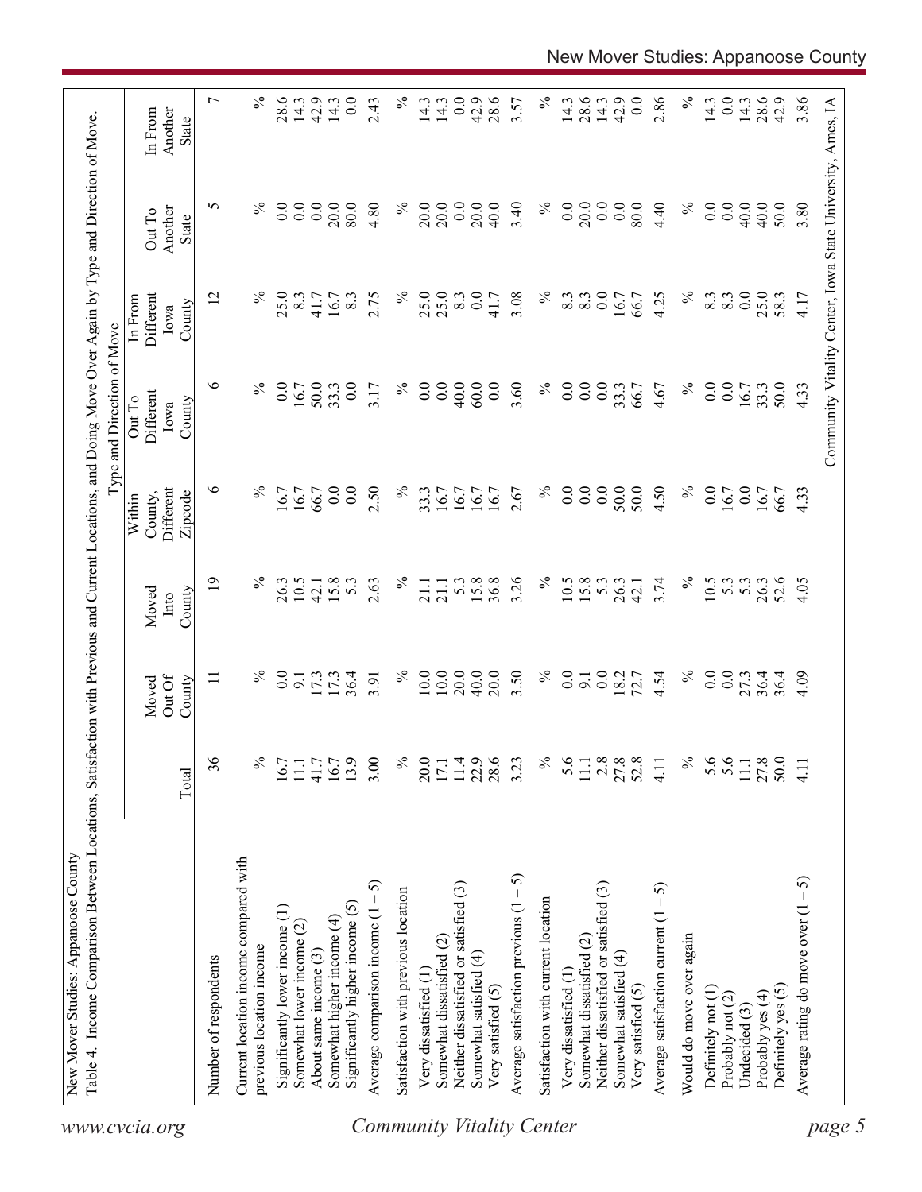New Mover Studies: Appanoose County

Table 4. Income Comparison Between Locations, Satisfaction with Previous and Current Locations, and Doing Move Over Again by Type and Direction of Move.

| | | Type and Direction of Move | | | | | | |
|---|---|---|---|---|---|---|---|---|
| | Total | Moved Out Of County | Moved Into County | Within County, Different Zipcode | Out To Different Iowa County | In From Different Iowa County | Out To Another State | In From Another State |
| Number of respondents | 36 | 11 | 19 | 6 | 6 | 12 | 5 | 7 |
| Current location income compared with previous location income | % | % | % | % | % | % | % | % |
| Significantly lower income (1) | 16.7 | 0.0 | 26.3 | 16.7 | 0.0 | 25.0 | 0.0 | 28.6 |
| Somewhat lower income (2) | 11.1 | 9.1 | 10.5 | 16.7 | 16.7 | 8.3 | 0.0 | 14.3 |
| About same income (3) | 41.7 | 17.3 | 42.1 | 66.7 | 50.0 | 41.7 | 0.0 | 42.9 |
| Somewhat higher income (4) | 16.7 | 17.3 | 15.8 | 0.0 | 33.3 | 16.7 | 20.0 | 14.3 |
| Significantly higher income (5) | 13.9 | 36.4 | 5.3 | 0.0 | 0.0 | 8.3 | 80.0 | 0.0 |
| Average comparison income (1 – 5) | 3.00 | 3.91 | 2.63 | 2.50 | 3.17 | 2.75 | 4.80 | 2.43 |
| Satisfaction with previous location | % | % | % | % | % | % | % | % |
| Very dissatisfied (1) | 20.0 | 10.0 | 21.1 | 33.3 | 0.0 | 25.0 | 20.0 | 14.3 |
| Somewhat dissatisfied (2) | 17.1 | 10.0 | 21.1 | 16.7 | 0.0 | 25.0 | 20.0 | 14.3 |
| Neither dissatisfied or satisfied (3) | 11.4 | 20.0 | 5.3 | 16.7 | 40.0 | 8.3 | 0.0 | 0.0 |
| Somewhat satisfied (4) | 22.9 | 40.0 | 15.8 | 16.7 | 60.0 | 0.0 | 20.0 | 42.9 |
| Very satisfied (5) | 28.6 | 20.0 | 36.8 | 16.7 | 0.0 | 41.7 | 40.0 | 28.6 |
| Average satisfaction previous (1 – 5) | 3.23 | 3.50 | 3.26 | 2.67 | 3.60 | 3.08 | 3.40 | 3.57 |
| Satisfaction with current location | % | % | % | % | % | % | % | % |
| Very dissatisfied (1) | 5.6 | 0.0 | 10.5 | 0.0 | 0.0 | 8.3 | 0.0 | 14.3 |
| Somewhat dissatisfied (2) | 11.1 | 9.1 | 15.8 | 0.0 | 0.0 | 8.3 | 20.0 | 28.6 |
| Neither dissatisfied or satisfied (3) | 2.8 | 0.0 | 5.3 | 0.0 | 0.0 | 0.0 | 0.0 | 14.3 |
| Somewhat satisfied (4) | 27.8 | 18.2 | 26.3 | 50.0 | 33.3 | 16.7 | 0.0 | 42.9 |
| Very satisfied (5) | 52.8 | 72.7 | 42.1 | 50.0 | 66.7 | 66.7 | 80.0 | 0.0 |
| Average satisfaction current (1 – 5) | 4.11 | 4.54 | 3.74 | 4.50 | 4.67 | 4.25 | 4.40 | 2.86 |
| Would do move over again | % | % | % | % | % | % | % | % |
| Definitely not (1) | 5.6 | 0.0 | 10.5 | 0.0 | 0.0 | 8.3 | 0.0 | 14.3 |
| Probably not (2) | 5.6 | 0.0 | 5.3 | 16.7 | 0.0 | 8.3 | 0.0 | 0.0 |
| Undecided (3) | 11.1 | 27.3 | 5.3 | 0.0 | 16.7 | 0.0 | 40.0 | 14.3 |
| Probably yes (4) | 27.8 | 36.4 | 26.3 | 16.7 | 33.3 | 25.0 | 40.0 | 28.6 |
| Definitely yes (5) | 50.0 | 36.4 | 52.6 | 66.7 | 50.0 | 58.3 | 50.0 | 42.9 |
| Average rating do move over (1 – 5) | 4.11 | 4.09 | 4.05 | 4.33 | 4.33 | 4.17 | 3.80 | 3.86 |

Community Vitality Center, Iowa State University, Ames, IA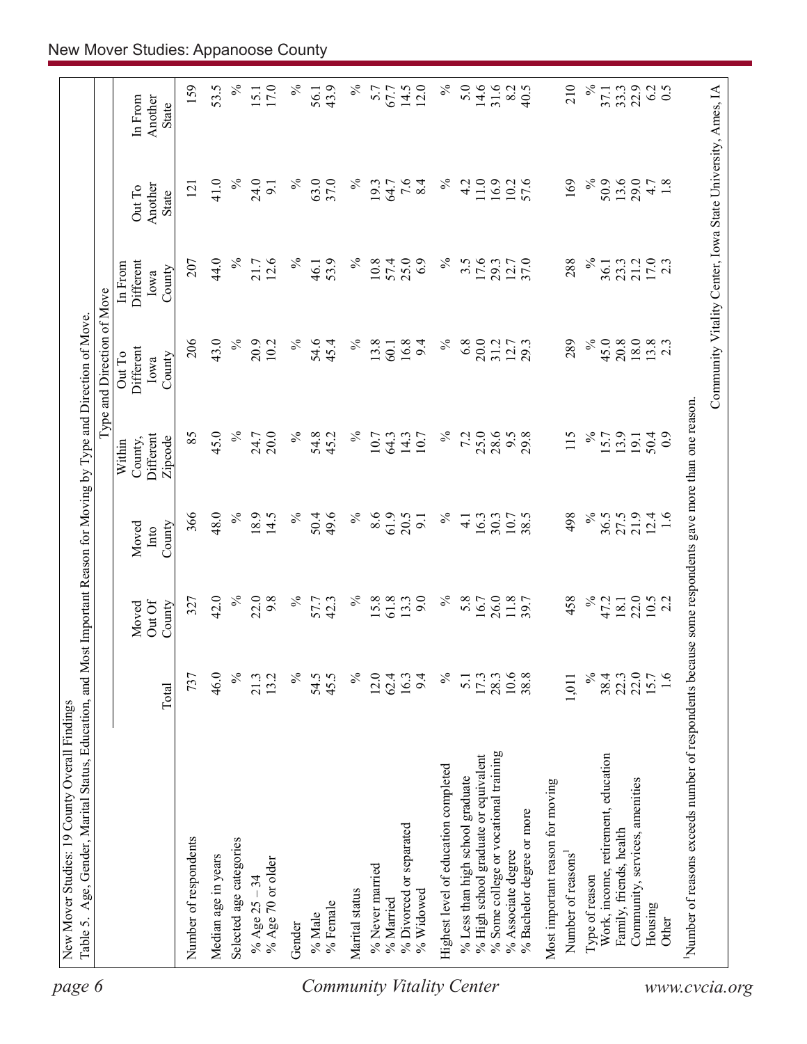New Mover Studies: 19 County Overall Findings

Table 5. Age, Gender, Marital Status, Education, and Most Important Reason for Moving by Type and Direction of Move.

| | | | | Type and Direction of Move | | | | |
|---|---|---|---|---|---|---|---|---|
| | Total | Moved Out Of County | Moved Into County | Within County, Different Zipcode | Out To Different Iowa County | In From Different Iowa County | Out To Another State | In From Another State |
| Number of respondents | 737 | 327 | 366 | 85 | 206 | 207 | 121 | 159 |
| Median age in years | 46.0 | 42.0 | 48.0 | 45.0 | 43.0 | 44.0 | 41.0 | 53.5 |
| Selected age categories | % | % | % | % | % | % | % | % |
| % Age 25 – 34 | 21.3 | 22.0 | 18.9 | 24.7 | 20.9 | 21.7 | 24.0 | 15.1 |
| % Age 70 or older | 13.2 | 9.8 | 14.5 | 20.0 | 10.2 | 12.6 | 9.1 | 17.0 |
| Gender | % | % | % | % | % | % | % | % |
| % Male | 54.5 | 57.7 | 50.4 | 54.8 | 54.6 | 46.1 | 63.0 | 56.1 |
| % Female | 45.5 | 42.3 | 49.6 | 45.2 | 45.4 | 53.9 | 37.0 | 43.9 |
| Marital status | % | % | % | % | % | % | % | % |
| % Never married | 12.0 | 15.8 | 8.6 | 10.7 | 13.8 | 10.8 | 19.3 | 5.7 |
| % Married | 62.4 | 61.8 | 61.9 | 64.3 | 60.1 | 57.4 | 64.7 | 67.7 |
| % Divorced or separated | 16.3 | 13.3 | 20.5 | 14.3 | 16.8 | 25.0 | 7.6 | 14.5 |
| % Widowed | 9.4 | 9.0 | 9.1 | 10.7 | 9.4 | 6.9 | 8.4 | 12.0 |
| Highest level of education completed | % | % | % | % | % | % | % | % |
| % Less than high school graduate | 5.1 | 5.8 | 4.1 | 7.2 | 6.8 | 3.5 | 4.2 | 5.0 |
| % High school graduate or equivalent | 17.3 | 16.7 | 16.3 | 25.0 | 20.0 | 17.6 | 11.0 | 14.6 |
| % Some college or vocational training | 28.3 | 26.0 | 30.3 | 28.6 | 31.2 | 29.3 | 16.9 | 31.6 |
| % Associate degree | 10.6 | 11.8 | 10.7 | 9.5 | 12.7 | 12.7 | 10.2 | 8.2 |
| % Bachelor degree or more | 38.8 | 39.7 | 38.5 | 29.8 | 29.3 | 37.0 | 57.6 | 40.5 |
| Most important reason for moving | | | | | | | | |
| Number of reasons[1] | 1,011 | 458 | 498 | 115 | 289 | 288 | 169 | 210 |
| Type of reason | % | % | % | % | % | % | % | % |
| Work, income, retirement, education | 38.4 | 47.2 | 36.5 | 15.7 | 45.0 | 36.1 | 50.9 | 37.1 |
| Family, friends, health | 22.3 | 18.1 | 27.5 | 13.9 | 20.8 | 23.3 | 13.6 | 33.3 |
| Community, services, amenities | 22.0 | 22.0 | 21.9 | 19.1 | 18.0 | 21.2 | 29.0 | 22.9 |
| Housing | 15.7 | 10.5 | 12.4 | 50.4 | 13.8 | 17.0 | 4.7 | 6.2 |
| Other | 1.6 | 2.2 | 1.6 | 0.9 | 2.3 | 2.3 | 1.8 | 0.5 |

[1]Number of reasons exceeds number of respondents because some respondents gave more than one reason.

Community Vitality Center, Iowa State University, Ames, IA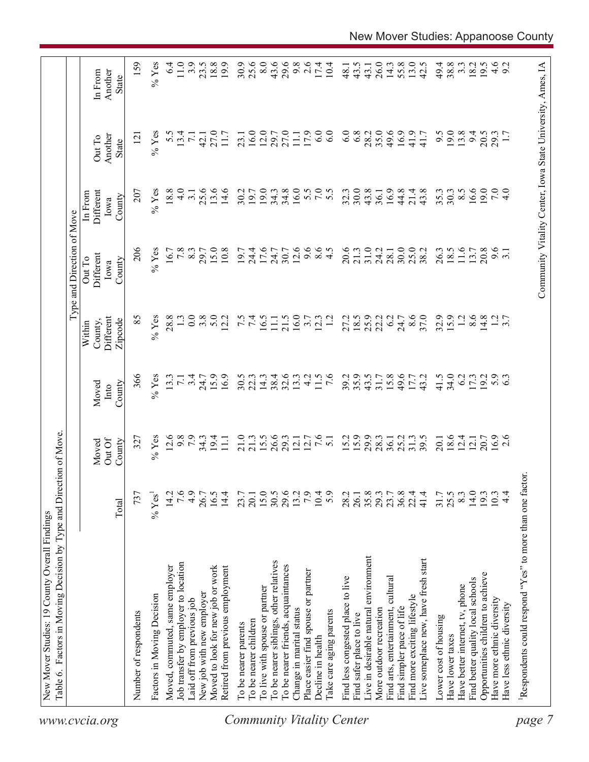New Mover Studies: 19 County Overall Findings

Table 6. Factors in Moving Decision by Type and Direction of Move.

| | | | | Type and Direction of Move | | | | |
|---|---|---|---|---|---|---|---|---|
| | Total | Moved Out Of County | Moved Into County | Within County, Different Zipcode | Out To Different Iowa County | In From Different Iowa County | Out To Another State | In From Another State |
| Number of respondents | 737 | 327 | 366 | 85 | 206 | 207 | 121 | 159 |
| Factors in Moving Decision | % Yes[1] | % Yes | % Yes | % Yes | % Yes | % Yes | % Yes | % Yes |
| Moved, commuted, same employer | 14.2 | 12.6 | 13.3 | 28.8 | 16.7 | 18.8 | 5.5 | 6.4 |
| Job transfer by employer to location | 7.6 | 9.8 | 7.1 | 1.3 | 7.8 | 4.0 | 13.4 | 11.0 |
| Laid off from previous job | 4.9 | 7.9 | 3.4 | 0.0 | 8.3 | 3.1 | 7.1 | 3.9 |
| New job with new employer | 26.7 | 34.3 | 24.7 | 3.8 | 29.7 | 25.6 | 42.1 | 23.5 |
| Moved to look for new job or work | 16.5 | 19.4 | 15.9 | 5.0 | 15.0 | 13.6 | 27.0 | 18.8 |
| Retired from previous employment | 14.4 | 11.1 | 16.9 | 12.2 | 10.8 | 14.6 | 11.7 | 19.9 |
| To be nearer parents | 23.7 | 21.0 | 30.5 | 7.5 | 19.7 | 30.2 | 23.1 | 30.9 |
| To be nearer children | 20.1 | 21.3 | 22.3 | 7.4 | 24.4 | 19.7 | 16.0 | 25.6 |
| To live with spouse or partner | 15.0 | 15.5 | 14.3 | 16.5 | 17.6 | 19.0 | 12.0 | 8.0 |
| To be nearer siblings, other relatives | 30.5 | 26.6 | 38.4 | 11.1 | 24.7 | 34.3 | 29.7 | 43.6 |
| To be nearer friends, acquaintances | 29.6 | 29.3 | 32.6 | 21.5 | 30.7 | 34.8 | 27.0 | 29.6 |
| Change in marital status | 13.2 | 12.1 | 13.3 | 16.0 | 12.6 | 16.0 | 11.1 | 9.8 |
| Place easier find spouse or partner | 7.9 | 12.7 | 4.2 | 3.7 | 9.6 | 5.5 | 17.9 | 2.6 |
| Decline in health | 10.4 | 7.6 | 11.5 | 12.3 | 8.6 | 7.0 | 6.0 | 17.4 |
| Take care aging parents | 5.9 | 5.1 | 7.6 | 1.2 | 4.5 | 5.5 | 6.0 | 10.4 |
| Find less congested place to live | 28.2 | 15.2 | 39.2 | 27.2 | 20.6 | 32.3 | 6.0 | 48.1 |
| Find safer place to live | 26.1 | 15.9 | 35.9 | 18.5 | 21.3 | 30.0 | 6.8 | 43.5 |
| Live in desirable natural environment | 35.8 | 29.9 | 43.5 | 25.9 | 31.0 | 43.8 | 28.2 | 43.1 |
| More outdoor recreation | 29.3 | 28.3 | 31.7 | 22.2 | 24.2 | 36.1 | 35.0 | 26.0 |
| Find arts, entertainment, cultural | 23.7 | 36.1 | 15.8 | 6.2 | 28.1 | 16.9 | 49.6 | 14.3 |
| Find simpler pace of life | 36.8 | 25.2 | 49.6 | 24.7 | 30.0 | 44.8 | 16.9 | 55.8 |
| Find more exciting lifestyle | 22.4 | 31.3 | 17.7 | 8.6 | 25.0 | 21.4 | 41.9 | 13.0 |
| Live someplace new, have fresh start | 41.4 | 39.5 | 43.2 | 37.0 | 38.2 | 43.8 | 41.7 | 42.5 |
| Lower cost of housing | 31.7 | 20.1 | 41.5 | 32.9 | 26.3 | 35.3 | 9.5 | 49.4 |
| Have lower taxes | 25.5 | 18.6 | 34.0 | 15.9 | 18.5 | 30.3 | 19.0 | 38.8 |
| Have better internet, tv, phone | 8.3 | 12.4 | 6.2 | 1.2 | 11.6 | 8.5 | 13.8 | 3.3 |
| Find better quality local schools | 14.0 | 12.1 | 17.3 | 8.6 | 13.7 | 16.6 | 9.4 | 18.2 |
| Opportunities children to achieve | 19.3 | 20.7 | 19.2 | 14.8 | 20.8 | 19.0 | 20.5 | 19.5 |
| Have more ethnic diversity | 10.3 | 16.9 | 5.9 | 1.2 | 9.6 | 7.0 | 29.3 | 4.6 |
| Have less ethnic diversity | 4.4 | 2.6 | 6.3 | 3.7 | 3.1 | 4.0 | 1.7 | 9.2 |

[1]Respondents could respond "Yes" to more than one factor.

Community Vitality Center, Iowa State University, Ames, IA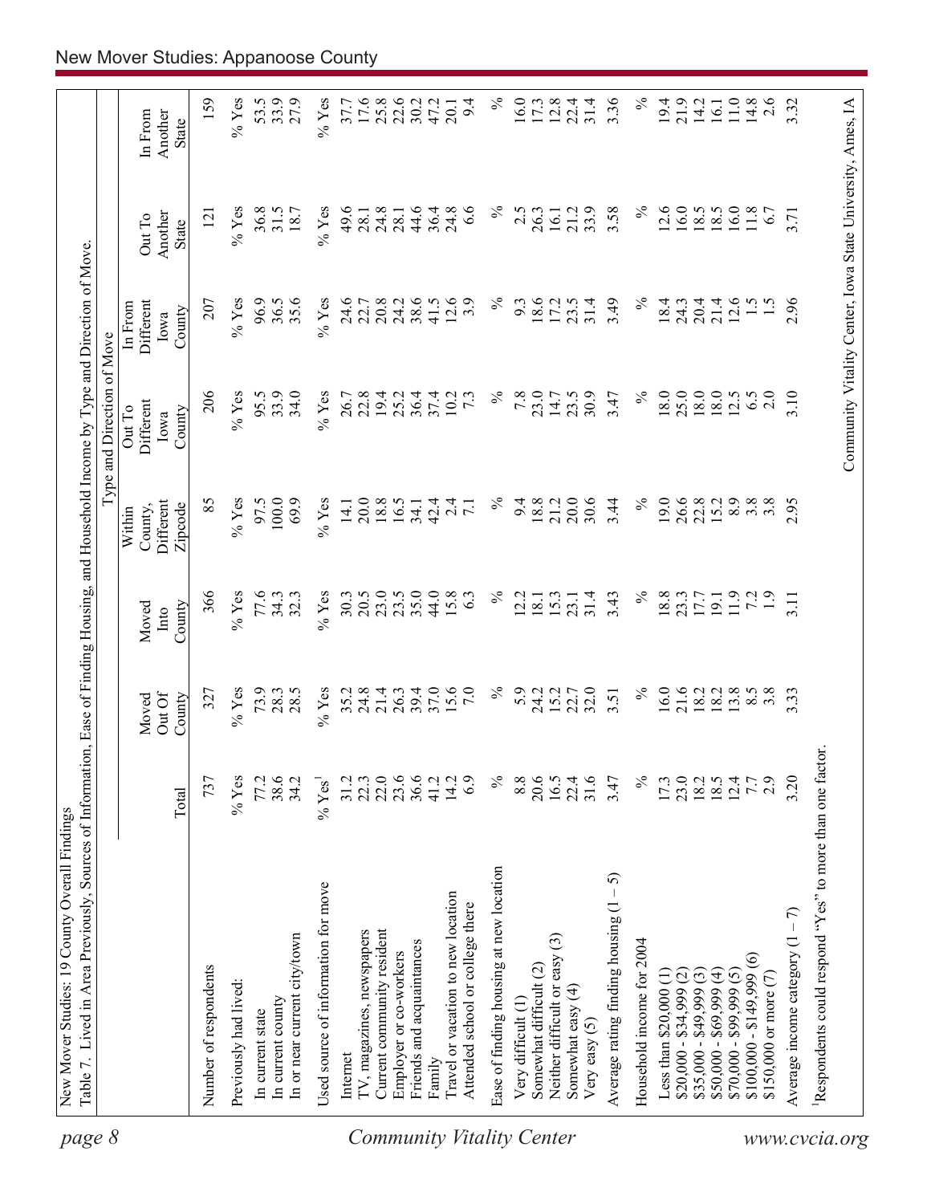New Mover Studies: 19 County Overall Findings

Table 7. Lived in Area Previously, Sources of Information, Ease of Finding Housing, and Household Income by Type and Direction of Move.

| | | Type and Direction of Move | | | | | | |
|---|---|---|---|---|---|---|---|---|
| | Total | Moved Out Of County | Moved Into County | Within County, Different Zipcode | Out To Different Iowa County | In From Different Iowa County | Out To Another State | In From Another State |
| Number of respondents | 737 | 327 | 366 | 85 | 206 | 207 | 121 | 159 |
| Previously had lived: | % Yes | % Yes | % Yes | % Yes | % Yes | % Yes | % Yes | % Yes |
| In current state | 77.2 | 73.9 | 77.6 | 97.5 | 95.5 | 96.9 | 36.8 | 53.5 |
| In current county | 38.6 | 28.3 | 34.3 | 100.0 | 33.9 | 36.5 | 31.5 | 33.9 |
| In or near current city/town | 34.2 | 28.5 | 32.3 | 69.9 | 34.0 | 35.6 | 18.7 | 27.9 |
| Used source of information for move | % Yes[1] | % Yes | % Yes | % Yes | % Yes | % Yes | % Yes | % Yes |
| Internet | 31.2 | 35.2 | 30.3 | 14.1 | 26.7 | 24.6 | 49.6 | 37.7 |
| TV, magazines, newspapers | 22.3 | 24.8 | 20.5 | 20.0 | 22.8 | 22.7 | 28.1 | 17.6 |
| Current community resident | 22.0 | 21.4 | 23.0 | 18.8 | 19.4 | 20.8 | 24.8 | 25.8 |
| Employer or co-workers | 23.6 | 26.3 | 23.5 | 16.5 | 25.2 | 24.2 | 28.1 | 22.6 |
| Friends and acquaintances | 36.6 | 39.4 | 35.0 | 34.1 | 36.4 | 38.6 | 44.6 | 30.2 |
| Family | 41.2 | 37.0 | 44.0 | 42.4 | 37.4 | 41.5 | 36.4 | 47.2 |
| Travel or vacation to new location | 14.2 | 15.6 | 15.8 | 2.4 | 10.2 | 12.6 | 24.8 | 20.1 |
| Attended school or college there | 6.9 | 7.0 | 6.3 | 7.1 | 7.3 | 3.9 | 6.6 | 9.4 |
| Ease of finding housing at new location | % | % | % | % | % | % | % | % |
| Very difficult (1) | 8.8 | 5.9 | 12.2 | 9.4 | 7.8 | 9.3 | 2.5 | 16.0 |
| Somewhat difficult (2) | 20.6 | 24.2 | 18.1 | 18.8 | 23.0 | 18.6 | 26.3 | 17.3 |
| Neither difficult or easy (3) | 16.5 | 15.2 | 15.3 | 21.2 | 14.7 | 17.2 | 16.1 | 12.8 |
| Somewhat easy (4) | 22.4 | 22.7 | 23.1 | 20.0 | 23.5 | 23.5 | 21.2 | 22.4 |
| Very easy (5) | 31.6 | 32.0 | 31.4 | 30.6 | 30.9 | 31.4 | 33.9 | 31.4 |
| Average rating finding housing (1 – 5) | 3.47 | 3.51 | 3.43 | 3.44 | 3.47 | 3.49 | 3.58 | 3.36 |
| Household income for 2004 | % | % | % | % | % | % | % | % |
| Less than $20,000 (1) | 17.3 | 16.0 | 18.8 | 19.0 | 18.0 | 18.4 | 12.6 | 19.4 |
| $20,000 - $34,999 (2) | 23.0 | 21.6 | 23.3 | 26.6 | 25.0 | 24.3 | 16.0 | 21.9 |
| $35,000 - $49,999 (3) | 18.2 | 18.2 | 17.7 | 22.8 | 18.0 | 20.4 | 18.5 | 14.2 |
| $50,000 - $69,999 (4) | 18.5 | 18.2 | 19.1 | 15.2 | 18.0 | 21.4 | 18.5 | 16.1 |
| $70,000 - $99,999 (5) | 12.4 | 13.8 | 11.9 | 8.9 | 12.5 | 12.6 | 16.0 | 11.0 |
| $100,000 - $149,999 (6) | 7.7 | 8.5 | 7.2 | 3.8 | 6.5 | 1.5 | 11.8 | 14.8 |
| $150,000 or more (7) | 2.9 | 3.8 | 1.9 | 3.8 | 2.0 | 1.5 | 6.7 | 2.6 |
| Average income category (1 – 7) | 3.20 | 3.33 | 3.11 | 2.95 | 3.10 | 2.96 | 3.71 | 3.32 |

[1]Respondents could respond "Yes" to more than one factor.

Community Vitality Center, Iowa State University, Ames, IA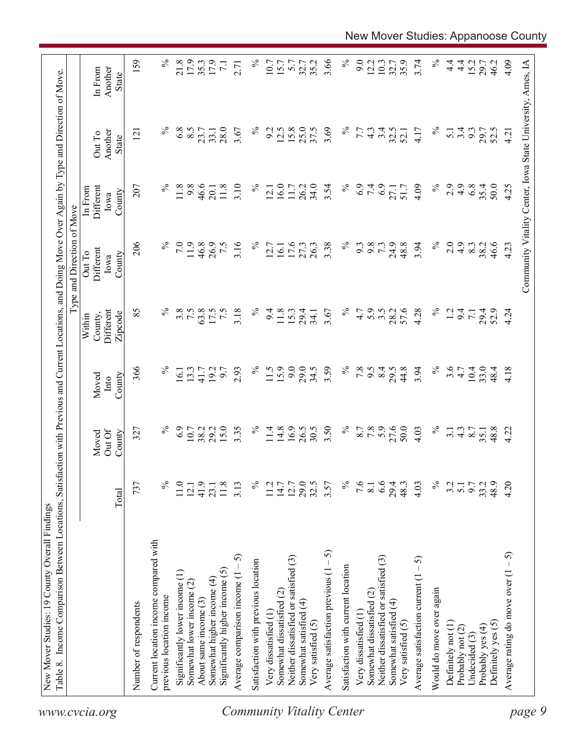New Mover Studies: 19 County Overall Findings

Table 8. Income Comparison Between Locations, Satisfaction with Previous and Current Locations, and Doing Move Over Again by Type and Direction of Move.

| | | | | Type and Direction of Move | | | | | |
|---|---|---|---|---|---|---|---|---|---|
| | Total | Moved Out Of County | Moved Into County | Within County, Different Zipcode | Out To Different Iowa County | In From Different Iowa County | Out To Another State | In From Another State |
| Number of respondents | 737 | 327 | 366 | 85 | 206 | 207 | 121 | 159 |
| Current location income compared with previous location income | % | % | % | % | % | % | % | % |
| Significantly lower income (1) | 11.0 | 6.9 | 16.1 | 3.8 | 7.0 | 11.8 | 6.8 | 21.8 |
| Somewhat lower income (2) | 12.1 | 10.7 | 13.3 | 7.5 | 11.9 | 9.8 | 8.5 | 17.9 |
| About same income (3) | 41.9 | 38.2 | 41.7 | 63.8 | 46.8 | 46.6 | 23.7 | 35.3 |
| Somewhat higher income (4) | 23.1 | 29.2 | 19.2 | 17.5 | 26.9 | 20.1 | 33.1 | 17.9 |
| Significantly higher income (5) | 11.8 | 15.0 | 9.7 | 7.5 | 7.5 | 11.8 | 28.0 | 7.1 |
| Average comparison income (1 – 5) | 3.13 | 3.35 | 2.93 | 3.18 | 3.16 | 3.10 | 3.67 | 2.71 |
| Satisfaction with previous location | % | % | % | % | % | % | % | % |
| Very dissatisfied (1) | 11.2 | 11.4 | 11.5 | 9.4 | 12.7 | 12.1 | 9.2 | 10.7 |
| Somewhat dissatisfied (2) | 14.7 | 14.8 | 15.9 | 11.8 | 16.1 | 16.0 | 12.5 | 15.7 |
| Neither dissatisfied or satisfied (3) | 12.7 | 16.9 | 9.0 | 15.3 | 17.6 | 11.7 | 15.8 | 5.7 |
| Somewhat satisfied (4) | 29.0 | 26.5 | 29.0 | 29.4 | 27.3 | 26.2 | 25.0 | 32.7 |
| Very satisfied (5) | 32.5 | 30.5 | 34.5 | 34.1 | 26.3 | 34.0 | 37.5 | 35.2 |
| Average satisfaction previous (1 – 5) | 3.57 | 3.50 | 3.59 | 3.67 | 3.38 | 3.54 | 3.69 | 3.66 |
| Satisfaction with current location | % | % | % | % | % | % | % | % |
| Very dissatisfied (1) | 7.6 | 8.7 | 7.8 | 4.7 | 9.3 | 6.9 | 7.7 | 9.0 |
| Somewhat dissatisfied (2) | 8.1 | 7.8 | 9.5 | 5.9 | 9.8 | 7.4 | 4.3 | 12.2 |
| Neither dissatisfied or satisfied (3) | 6.6 | 5.9 | 8.4 | 3.5 | 7.3 | 6.9 | 3.4 | 10.3 |
| Somewhat satisfied (4) | 29.4 | 27.6 | 29.5 | 28.2 | 24.9 | 27.1 | 32.5 | 32.7 |
| Very satisfied (5) | 48.3 | 50.0 | 44.8 | 57.6 | 48.8 | 51.7 | 52.1 | 35.9 |
| Average satisfaction current (1 – 5) | 4.03 | 4.03 | 3.94 | 4.28 | 3.94 | 4.09 | 4.17 | 3.74 |
| Would do move over again | % | % | % | % | % | % | % | % |
| Definitely not (1) | 3.2 | 3.1 | 3.6 | 1.2 | 2.0 | 2.9 | 5.1 | 4.4 |
| Probably not (2) | 5.1 | 4.3 | 4.7 | 9.4 | 4.9 | 4.9 | 3.4 | 4.4 |
| Undecided (3) | 9.7 | 8.7 | 10.4 | 7.1 | 8.3 | 6.8 | 9.3 | 15.2 |
| Probably yes (4) | 33.2 | 35.1 | 33.0 | 29.4 | 38.2 | 35.4 | 29.7 | 29.7 |
| Definitely yes (5) | 48.9 | 48.8 | 48.4 | 52.9 | 46.6 | 50.0 | 52.5 | 46.2 |
| Average rating do move over (1 – 5) | 4.20 | 4.22 | 4.18 | 4.24 | 4.23 | 4.25 | 4.21 | 4.09 |

Community Vitality Center, Iowa State University, Ames, IA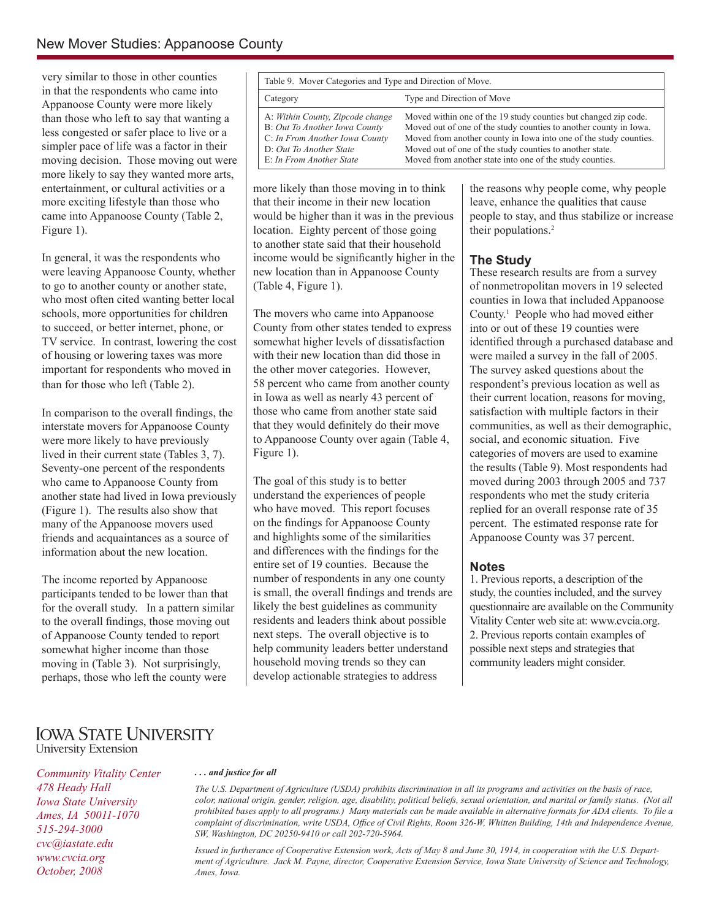very similar to those in other counties in that the respondents who came into Appanoose County were more likely than those who left to say that wanting a less congested or safer place to live or a simpler pace of life was a factor in their moving decision. Those moving out were more likely to say they wanted more arts, entertainment, or cultural activities or a more exciting lifestyle than those who came into Appanoose County (Table 2, Figure 1).

In general, it was the respondents who were leaving Appanoose County, whether to go to another county or another state, who most often cited wanting better local schools, more opportunities for children to succeed, or better internet, phone, or TV service. In contrast, lowering the cost of housing or lowering taxes was more important for respondents who moved in than for those who left (Table 2).

In comparison to the overall findings, the interstate movers for Appanoose County were more likely to have previously lived in their current state (Tables 3, 7). Seventy-one percent of the respondents who came to Appanoose County from another state had lived in Iowa previously (Figure 1). The results also show that many of the Appanoose movers used friends and acquaintances as a source of information about the new location.

The income reported by Appanoose participants tended to be lower than that for the overall study. In a pattern similar to the overall findings, those moving out of Appanoose County tended to report somewhat higher income than those moving in (Table 3). Not surprisingly, perhaps, those who left the county were more likely than those moving in to think that their income in their new location would be higher than it was in the previous location. Eighty percent of those going to another state said that their household income would be significantly higher in the new location than in Appanoose County (Table 4, Figure 1).

The movers who came into Appanoose County from other states tended to express somewhat higher levels of dissatisfaction with their new location than did those in the other mover categories. However, 58 percent who came from another county in Iowa as well as nearly 43 percent of those who came from another state said that they would definitely do their move to Appanoose County over again (Table 4, Figure 1).

The goal of this study is to better understand the experiences of people who have moved. This report focuses on the findings for Appanoose County and highlights some of the similarities and differences with the findings for the entire set of 19 counties. Because the number of respondents in any one county is small, the overall findings and trends are likely the best guidelines as community residents and leaders think about possible next steps. The overall objective is to help community leaders better understand household moving trends so they can develop actionable strategies to address the reasons why people come, why people leave, enhance the qualities that cause people to stay, and thus stabilize or increase their populations.[2]

Table 9. Mover Categories and Type and Direction of Move.

| Category | Type and Direction of Move |
|---|---|
| A: *Within County, Zipcode change* | Moved within one of the 19 study counties but changed zip code. |
| B: *Out To Another Iowa County* | Moved out of one of the study counties to another county in Iowa. |
| C: *In From Another Iowa County* | Moved from another county in Iowa into one of the study counties. |
| D: *Out To Another State* | Moved out of one of the study counties to another state. |
| E: *In From Another State* | Moved from another state into one of the study counties. |

## The Study

These research results are from a survey of nonmetropolitan movers in 19 selected counties in Iowa that included Appanoose County.[1] People who had moved either into or out of these 19 counties were identified through a purchased database and were mailed a survey in the fall of 2005. The survey asked questions about the respondent's previous location as well as their current location, reasons for moving, satisfaction with multiple factors in their communities, as well as their demographic, social, and economic situation. Five categories of movers are used to examine the results (Table 9). Most respondents had moved during 2003 through 2005 and 737 respondents who met the study criteria replied for an overall response rate of 35 percent. The estimated response rate for Appanoose County was 37 percent.

## Notes

1. Previous reports, a description of the study, the counties included, and the survey questionnaire are available on the Community Vitality Center web site at: www.cvcia.org.
2. Previous reports contain examples of possible next steps and strategies that community leaders might consider.

IOWA STATE UNIVERSITY
University Extension

*Community Vitality Center*
*478 Heady Hall*
*Iowa State University*
*Ames, IA 50011-1070*
*515-294-3000*
*cvc@iastate.edu*
*www.cvcia.org*
*October, 2008*

***. . . and justice for all***

*The U.S. Department of Agriculture (USDA) prohibits discrimination in all its programs and activities on the basis of race, color, national origin, gender, religion, age, disability, political beliefs, sexual orientation, and marital or family status. (Not all prohibited bases apply to all programs.) Many materials can be made available in alternative formats for ADA clients. To file a complaint of discrimination, write USDA, Office of Civil Rights, Room 326-W, Whitten Building, 14th and Independence Avenue, SW, Washington, DC 20250-9410 or call 202-720-5964.*

*Issued in furtherance of Cooperative Extension work, Acts of May 8 and June 30, 1914, in cooperation with the U.S. Department of Agriculture. Jack M. Payne, director, Cooperative Extension Service, Iowa State University of Science and Technology, Ames, Iowa.*